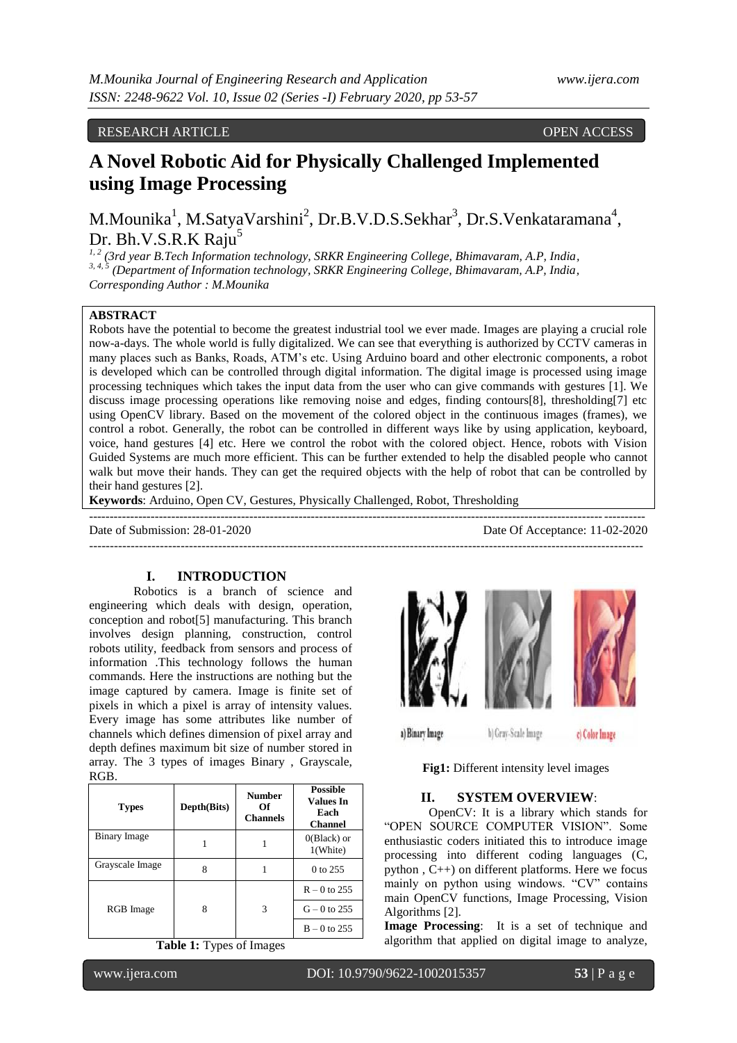RESEARCH ARTICLE OPEN ACCESS

# A Novel Robotic Aid for Physically Challenged Implemented using Image Processing

M.Mounika[1], M.SatyaVarshini[2], Dr.B.V.D.S.Sekhar[3], Dr.S.Venkataramana[4], Dr. Bh.V.S.R.K Raju[5]

[1, 2] (3rd year B.Tech Information technology, SRKR Engineering College, Bhimavaram, A.P, India,
[3, 4, 5] (Department of Information technology, SRKR Engineering College, Bhimavaram, A.P, India,
Corresponding Author : M.Mounika

## ABSTRACT

Robots have the potential to become the greatest industrial tool we ever made. Images are playing a crucial role now-a-days. The whole world is fully digitalized. We can see that everything is authorized by CCTV cameras in many places such as Banks, Roads, ATM's etc. Using Arduino board and other electronic components, a robot is developed which can be controlled through digital information. The digital image is processed using image processing techniques which takes the input data from the user who can give commands with gestures [1]. We discuss image processing operations like removing noise and edges, finding contours[8], thresholding[7] etc using OpenCV library. Based on the movement of the colored object in the continuous images (frames), we control a robot. Generally, the robot can be controlled in different ways like by using application, keyboard, voice, hand gestures [4] etc. Here we control the robot with the colored object. Hence, robots with Vision Guided Systems are much more efficient. This can be further extended to help the disabled people who cannot walk but move their hands. They can get the required objects with the help of robot that can be controlled by their hand gestures [2].

**Keywords**: Arduino, Open CV, Gestures, Physically Challenged, Robot, Thresholding

Date of Submission: 28-01-2020 Date Of Acceptance: 11-02-2020

## I. INTRODUCTION

Robotics is a branch of science and engineering which deals with design, operation, conception and robot[5] manufacturing. This branch involves design planning, construction, control robots utility, feedback from sensors and process of information .This technology follows the human commands. Here the instructions are nothing but the image captured by camera. Image is finite set of pixels in which a pixel is array of intensity values. Every image has some attributes like number of channels which defines dimension of pixel array and depth defines maximum bit size of number stored in array. The 3 types of images Binary , Grayscale, RGB.

| Types | Depth(Bits) | Number Of Channels | Possible Values In Each Channel |
|---|---|---|---|
| Binary Image | 1 | 1 | 0(Black) or 1(White) |
| Grayscale Image | 8 | 1 | 0 to 255 |
| RGB Image | 8 | 3 | R – 0 to 255 |
| | | | G – 0 to 255 |
| | | | B – 0 to 255 |

**Table 1:** Types of Images

a) Binary Image b) Gray-Scale Image c) Color Image

**Fig1:** Different intensity level images

## II. SYSTEM OVERVIEW:

OpenCV: It is a library which stands for "OPEN SOURCE COMPUTER VISION". Some enthusiastic coders initiated this to introduce image processing into different coding languages (C, python , C++) on different platforms. Here we focus mainly on python using windows. "CV" contains main OpenCV functions, Image Processing, Vision Algorithms [2].

**Image Processing**: It is a set of technique and algorithm that applied on digital image to analyze,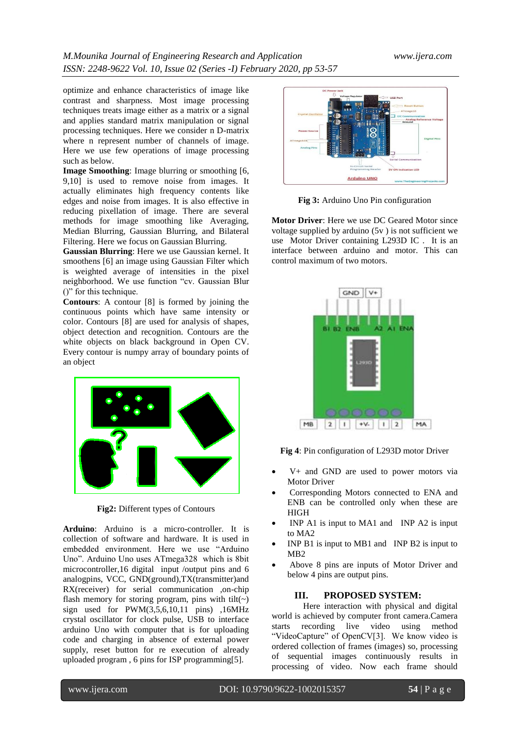optimize and enhance characteristics of image like contrast and sharpness. Most image processing techniques treats image either as a matrix or a signal and applies standard matrix manipulation or signal processing techniques. Here we consider n D-matrix where n represent number of channels of image. Here we use few operations of image processing such as below.

**Image Smoothing**: Image blurring or smoothing [6, 9,10] is used to remove noise from images. It actually eliminates high frequency contents like edges and noise from images. It is also effective in reducing pixellation of image. There are several methods for image smoothing like Averaging, Median Blurring, Gaussian Blurring, and Bilateral Filtering. Here we focus on Gaussian Blurring.

**Gaussian Blurring**: Here we use Gaussian kernel. It smoothens [6] an image using Gaussian Filter which is weighted average of intensities in the pixel neighborhood. We use function "cv. Gaussian Blur ()" for this technique.

**Contours**: A contour [8] is formed by joining the continuous points which have same intensity or color. Contours [8] are used for analysis of shapes, object detection and recognition. Contours are the white objects on black background in Open CV. Every contour is numpy array of boundary points of an object

**Fig2:** Different types of Contours

**Arduino**: Arduino is a micro-controller. It is collection of software and hardware. It is used in embedded environment. Here we use "Arduino Uno". Arduino Uno uses ATmega328 which is 8bit microcontroller,16 digital input /output pins and 6 analogpins, VCC, GND(ground),TX(transmitter)and RX(receiver) for serial communication ,on-chip flash memory for storing program, pins with tilt(~) sign used for PWM(3,5,6,10,11 pins) ,16MHz crystal oscillator for clock pulse, USB to interface arduino Uno with computer that is for uploading code and charging in absence of external power supply, reset button for re execution of already uploaded program , 6 pins for ISP programming[5].

**Fig 3:** Arduino Uno Pin configuration

**Motor Driver**: Here we use DC Geared Motor since voltage supplied by arduino (5v ) is not sufficient we use Motor Driver containing L293D IC . It is an interface between arduino and motor. This can control maximum of two motors.

**Fig 4**: Pin configuration of L293D motor Driver

- V+ and GND are used to power motors via Motor Driver
- Corresponding Motors connected to ENA and ENB can be controlled only when these are HIGH
- INP A1 is input to MA1 and INP A2 is input to MA2
- INP B1 is input to MB1 and INP B2 is input to MB2
- Above 8 pins are inputs of Motor Driver and below 4 pins are output pins.

## III. PROPOSED SYSTEM:

Here interaction with physical and digital world is achieved by computer front camera.Camera starts recording live video using method "VideoCapture" of OpenCV[3]. We know video is ordered collection of frames (images) so, processing of sequential images continuously results in processing of video. Now each frame should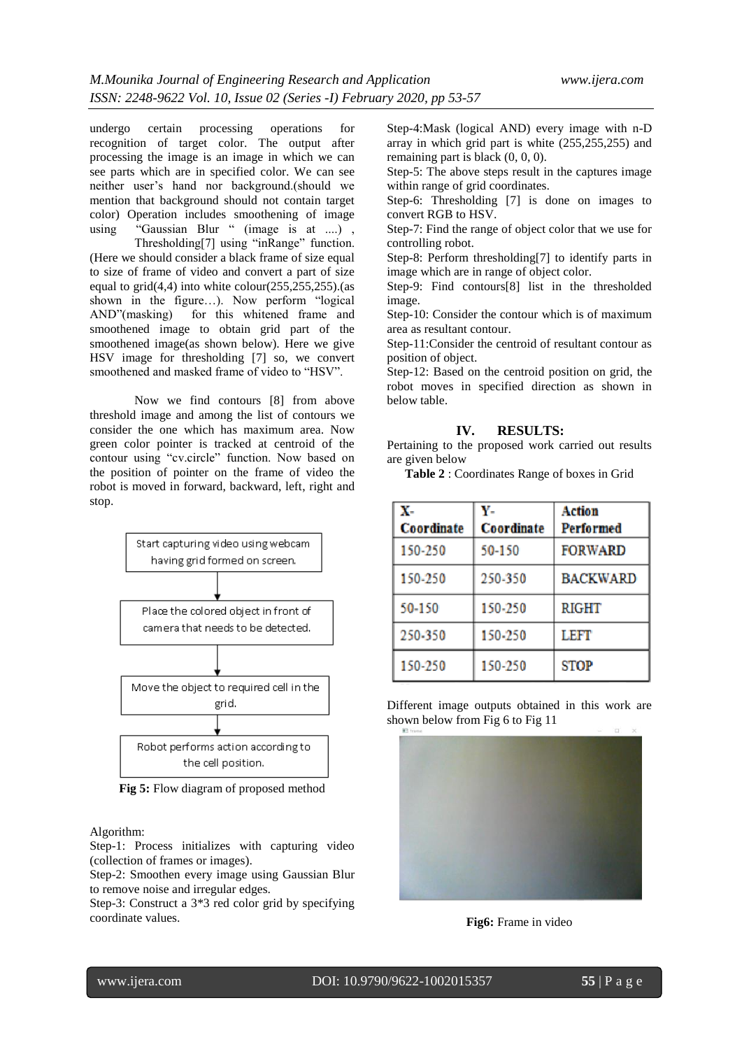undergo certain processing operations for recognition of target color. The output after processing the image is an image in which we can see parts which are in specified color. We can see neither user's hand nor background.(should we mention that background should not contain target color) Operation includes smoothening of image using "Gaussian Blur " (image is at ....) , Thresholding[7] using "inRange" function. (Here we should consider a black frame of size equal to size of frame of video and convert a part of size equal to grid(4,4) into white colour(255,255,255).(as shown in the figure…). Now perform "logical AND"(masking) for this whitened frame and smoothened image to obtain grid part of the smoothened image(as shown below). Here we give HSV image for thresholding [7] so, we convert smoothened and masked frame of video to "HSV".

Now we find contours [8] from above threshold image and among the list of contours we consider the one which has maximum area. Now green color pointer is tracked at centroid of the contour using "cv.circle" function. Now based on the position of pointer on the frame of video the robot is moved in forward, backward, left, right and stop.

Start capturing video using webcam having grid formed on screen.

Place the colored object in front of camera that needs to be detected.

Move the object to required cell in the grid.

Robot performs action according to the cell position.

**Fig 5:** Flow diagram of proposed method

Algorithm:

Step-1: Process initializes with capturing video (collection of frames or images).

Step-2: Smoothen every image using Gaussian Blur to remove noise and irregular edges.

Step-3: Construct a 3*3 red color grid by specifying coordinate values.

Step-4:Mask (logical AND) every image with n-D array in which grid part is white (255,255,255) and remaining part is black (0, 0, 0).

Step-5: The above steps result in the captures image within range of grid coordinates.

Step-6: Thresholding [7] is done on images to convert RGB to HSV.

Step-7: Find the range of object color that we use for controlling robot.

Step-8: Perform thresholding[7] to identify parts in image which are in range of object color.

Step-9: Find contours[8] list in the thresholded image.

Step-10: Consider the contour which is of maximum area as resultant contour.

Step-11:Consider the centroid of resultant contour as position of object.

Step-12: Based on the centroid position on grid, the robot moves in specified direction as shown in below table.

## IV. RESULTS:

Pertaining to the proposed work carried out results are given below

**Table 2** : Coordinates Range of boxes in Grid

| X-Coordinate | Y-Coordinate | Action Performed |
|---|---|---|
| 150-250 | 50-150 | FORWARD |
| 150-250 | 250-350 | BACKWARD |
| 50-150 | 150-250 | RIGHT |
| 250-350 | 150-250 | LEFT |
| 150-250 | 150-250 | STOP |

Different image outputs obtained in this work are shown below from Fig 6 to Fig 11

**Fig6:** Frame in video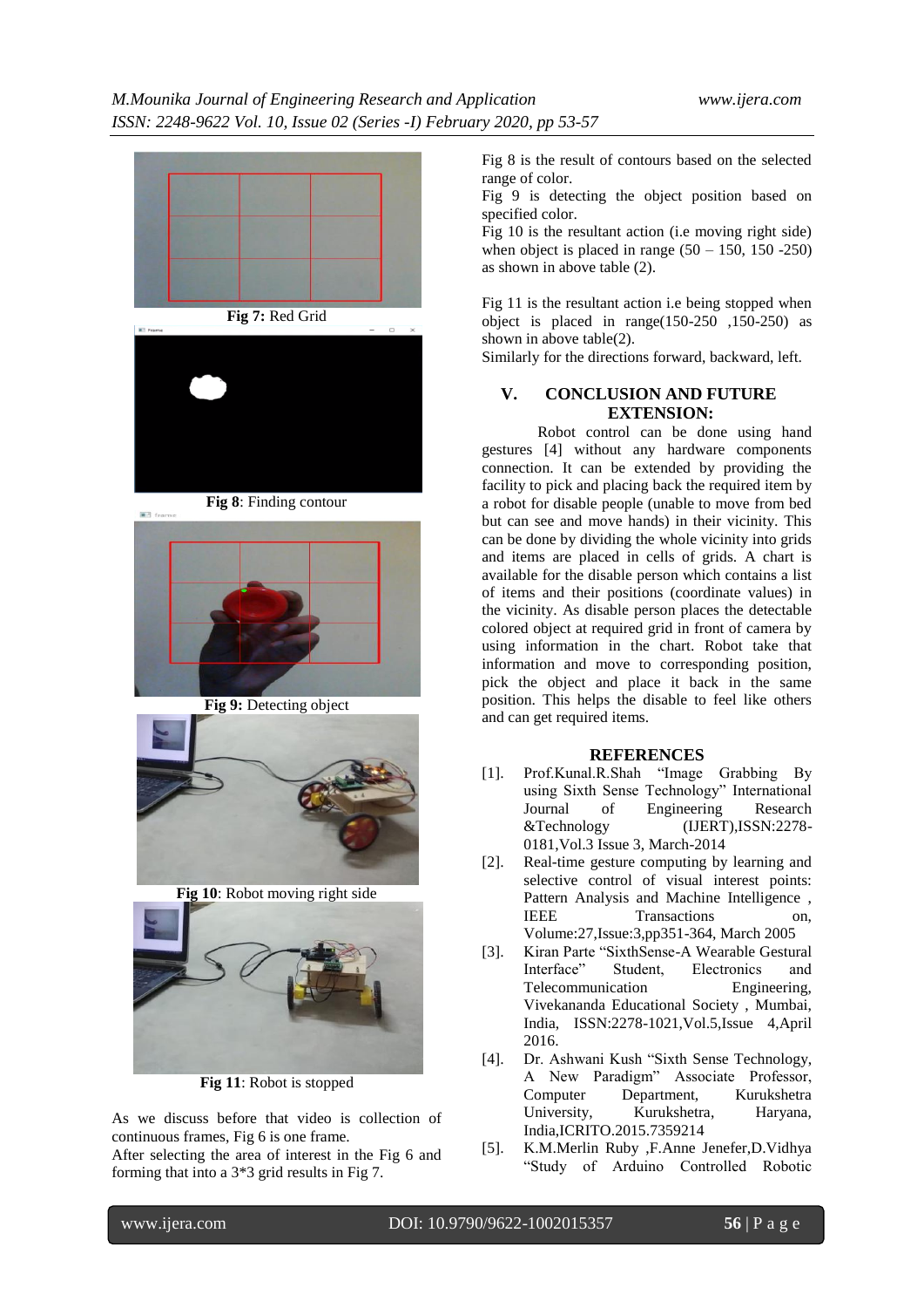Fig 7: Red Grid

Fig 8: Finding contour

Fig 9: Detecting object

Fig 10: Robot moving right side

Fig 11: Robot is stopped

As we discuss before that video is collection of continuous frames, Fig 6 is one frame.
After selecting the area of interest in the Fig 6 and forming that into a 3*3 grid results in Fig 7.

Fig 8 is the result of contours based on the selected range of color.
Fig 9 is detecting the object position based on specified color.
Fig 10 is the resultant action (i.e moving right side) when object is placed in range (50 – 150, 150 -250) as shown in above table (2).

Fig 11 is the resultant action i.e being stopped when object is placed in range(150-250 ,150-250) as shown in above table(2).
Similarly for the directions forward, backward, left.

## V. CONCLUSION AND FUTURE EXTENSION:

Robot control can be done using hand gestures [4] without any hardware components connection. It can be extended by providing the facility to pick and placing back the required item by a robot for disable people (unable to move from bed but can see and move hands) in their vicinity. This can be done by dividing the whole vicinity into grids and items are placed in cells of grids. A chart is available for the disable person which contains a list of items and their positions (coordinate values) in the vicinity. As disable person places the detectable colored object at required grid in front of camera by using information in the chart. Robot take that information and move to corresponding position, pick the object and place it back in the same position. This helps the disable to feel like others and can get required items.

## REFERENCES

[1]. Prof.Kunal.R.Shah "Image Grabbing By using Sixth Sense Technology" International Journal of Engineering Research &Technology (IJERT),ISSN:2278-0181,Vol.3 Issue 3, March-2014

[2]. Real-time gesture computing by learning and selective control of visual interest points: Pattern Analysis and Machine Intelligence , IEEE Transactions on, Volume:27,Issue:3,pp351-364, March 2005

[3]. Kiran Parte "SixthSense-A Wearable Gestural Interface" Student, Electronics and Telecommunication Engineering, Vivekananda Educational Society , Mumbai, India, ISSN:2278-1021,Vol.5,Issue 4,April 2016.

[4]. Dr. Ashwani Kush "Sixth Sense Technology, A New Paradigm" Associate Professor, Computer Department, Kurukshetra University, Kurukshetra, Haryana, India,ICRITO.2015.7359214

[5]. K.M.Merlin Ruby ,F.Anne Jenefer,D.Vidhya "Study of Arduino Controlled Robotic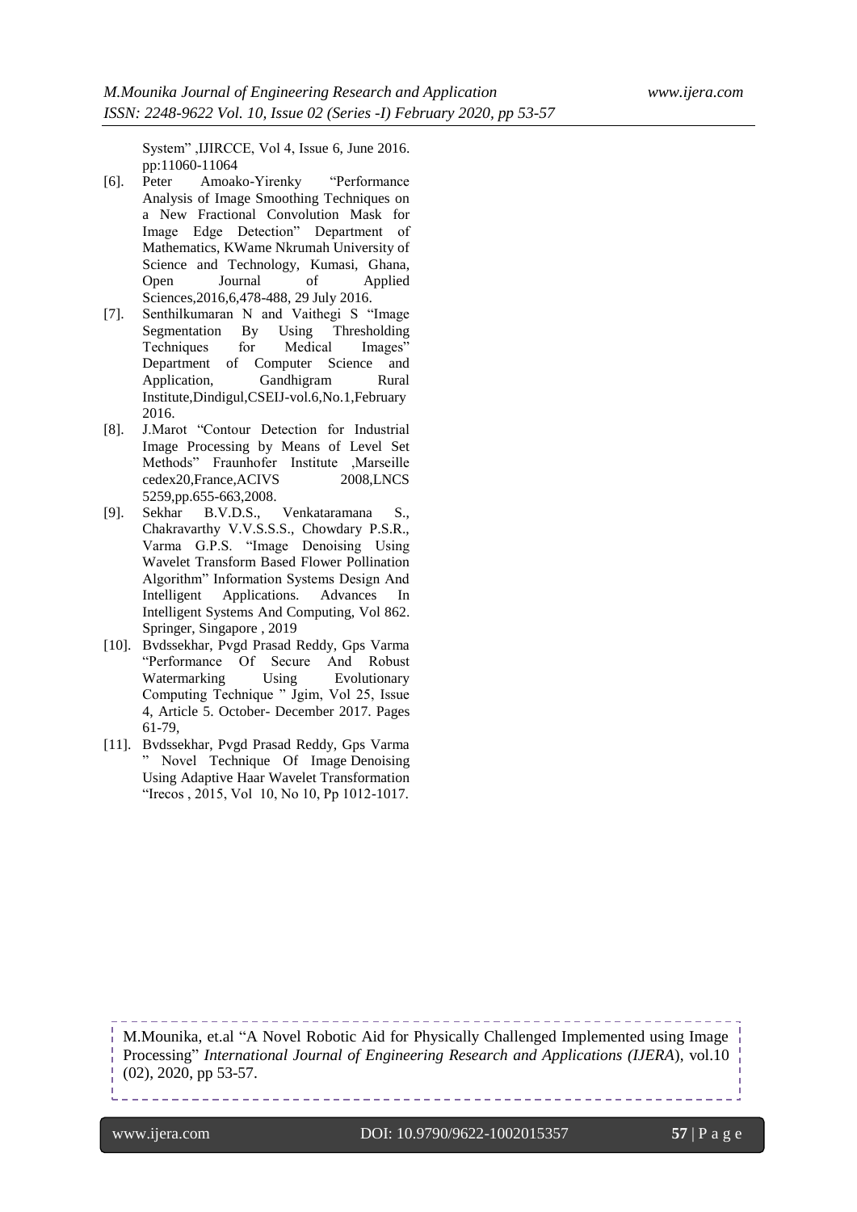System" ,IJIRCCE, Vol 4, Issue 6, June 2016. pp:11060-11064

[6]. Peter Amoako-Yirenky "Performance Analysis of Image Smoothing Techniques on a New Fractional Convolution Mask for Image Edge Detection" Department of Mathematics, KWame Nkrumah University of Science and Technology, Kumasi, Ghana, Open Journal of Applied Sciences,2016,6,478-488, 29 July 2016.

[7]. Senthilkumaran N and Vaithegi S "Image Segmentation By Using Thresholding Techniques for Medical Images" Department of Computer Science and Application, Gandhigram Rural Institute,Dindigul,CSEIJ-vol.6,No.1,February 2016.

[8]. J.Marot "Contour Detection for Industrial Image Processing by Means of Level Set Methods" Fraunhofer Institute ,Marseille cedex20,France,ACIVS 2008,LNCS 5259,pp.655-663,2008.

[9]. Sekhar B.V.D.S., Venkataramana S., Chakravarthy V.V.S.S.S., Chowdary P.S.R., Varma G.P.S. "Image Denoising Using Wavelet Transform Based Flower Pollination Algorithm" Information Systems Design And Intelligent Applications. Advances In Intelligent Systems And Computing, Vol 862. Springer, Singapore , 2019

[10]. Bvdssekhar, Pvgd Prasad Reddy, Gps Varma "Performance Of Secure And Robust Watermarking Using Evolutionary Computing Technique " Jgim, Vol 25, Issue 4, Article 5. October- December 2017. Pages 61-79,

[11]. Bvdssekhar, Pvgd Prasad Reddy, Gps Varma " Novel Technique Of Image Denoising Using Adaptive Haar Wavelet Transformation "Irecos , 2015, Vol 10, No 10, Pp 1012-1017.

M.Mounika, et.al "A Novel Robotic Aid for Physically Challenged Implemented using Image Processing" *International Journal of Engineering Research and Applications (IJERA*), vol.10 (02), 2020, pp 53-57.